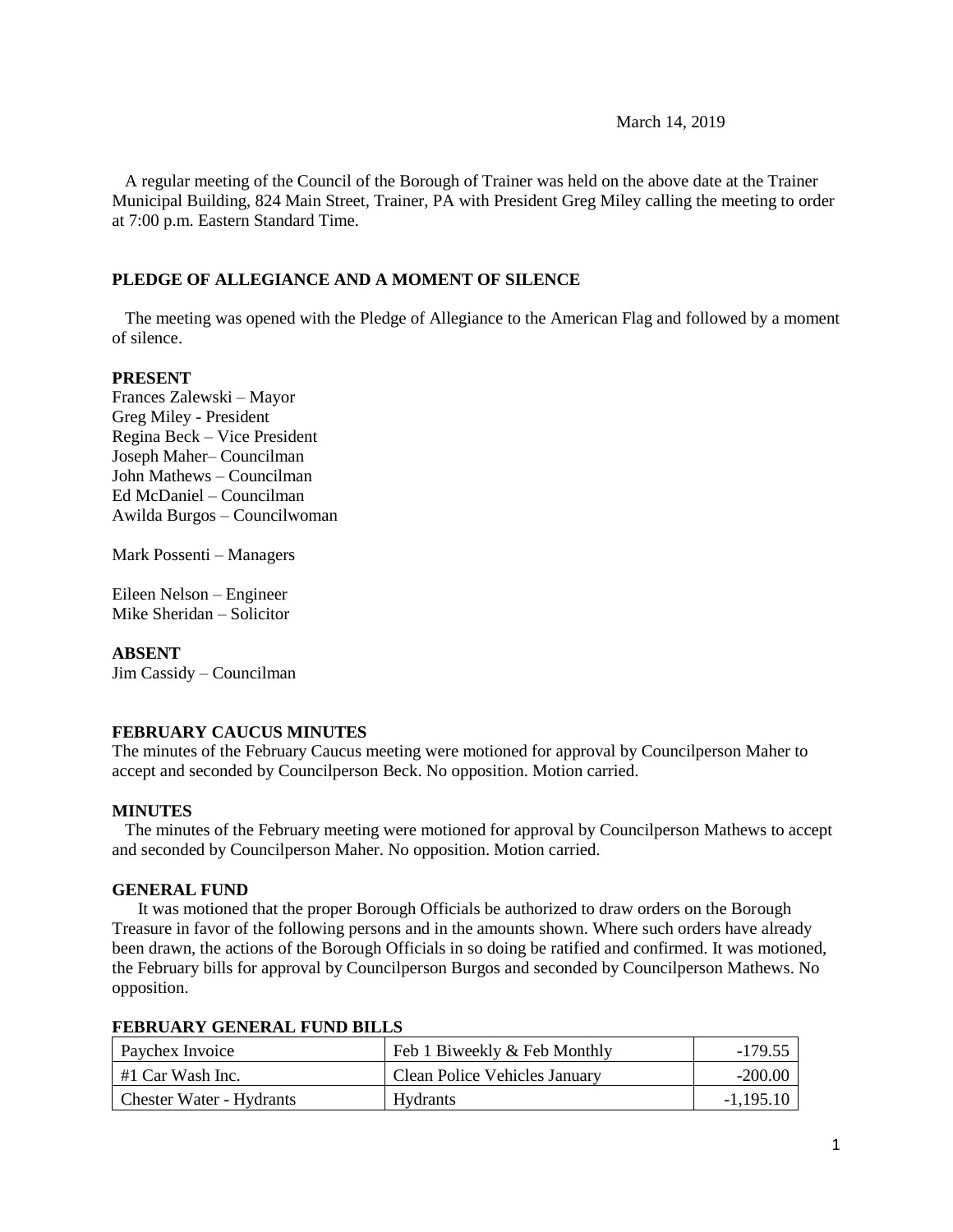March 14, 2019

A regular meeting of the Council of the Borough of Trainer was held on the above date at the Trainer Municipal Building, 824 Main Street, Trainer, PA with President Greg Miley calling the meeting to order at 7:00 p.m. Eastern Standard Time.

## PLEDGE OF ALLEGIANCE AND A MOMENT OF SILENCE

The meeting was opened with the Pledge of Allegiance to the American Flag and followed by a moment of silence.

**PRESENT**

Frances Zalewski – Mayor
Greg Miley - President
Regina Beck – Vice President
Joseph Maher– Councilman
John Mathews – Councilman
Ed McDaniel – Councilman
Awilda Burgos – Councilwoman

Mark Possenti – Managers

Eileen Nelson – Engineer
Mike Sheridan – Solicitor

**ABSENT**

Jim Cassidy – Councilman

## FEBRUARY CAUCUS MINUTES

The minutes of the February Caucus meeting were motioned for approval by Councilperson Maher to accept and seconded by Councilperson Beck. No opposition. Motion carried.

## MINUTES

The minutes of the February meeting were motioned for approval by Councilperson Mathews to accept and seconded by Councilperson Maher. No opposition. Motion carried.

## GENERAL FUND

It was motioned that the proper Borough Officials be authorized to draw orders on the Borough Treasure in favor of the following persons and in the amounts shown. Where such orders have already been drawn, the actions of the Borough Officials in so doing be ratified and confirmed. It was motioned, the February bills for approval by Councilperson Burgos and seconded by Councilperson Mathews. No opposition.

## FEBRUARY GENERAL FUND BILLS

| | | |
|---|---|---|
| Paychex Invoice | Feb 1 Biweekly & Feb Monthly | -179.55 |
| #1 Car Wash Inc. | Clean Police Vehicles January | -200.00 |
| Chester Water - Hydrants | Hydrants | -1,195.10 |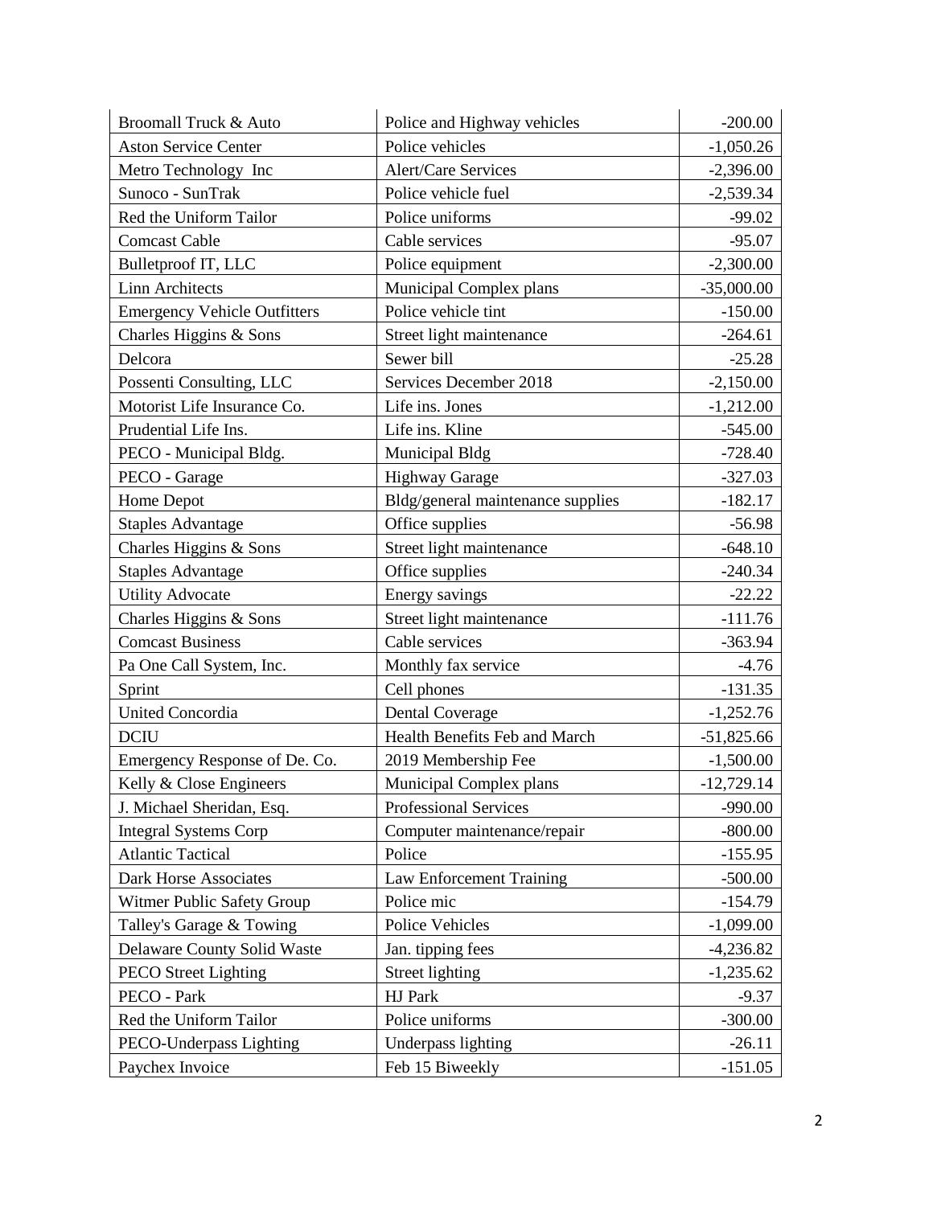| | | |
|---|---|---|
| Broomall Truck & Auto | Police and Highway vehicles | -200.00 |
| Aston Service Center | Police vehicles | -1,050.26 |
| Metro Technology Inc | Alert/Care Services | -2,396.00 |
| Sunoco - SunTrak | Police vehicle fuel | -2,539.34 |
| Red the Uniform Tailor | Police uniforms | -99.02 |
| Comcast Cable | Cable services | -95.07 |
| Bulletproof IT, LLC | Police equipment | -2,300.00 |
| Linn Architects | Municipal Complex plans | -35,000.00 |
| Emergency Vehicle Outfitters | Police vehicle tint | -150.00 |
| Charles Higgins & Sons | Street light maintenance | -264.61 |
| Delcora | Sewer bill | -25.28 |
| Possenti Consulting, LLC | Services December 2018 | -2,150.00 |
| Motorist Life Insurance Co. | Life ins. Jones | -1,212.00 |
| Prudential Life Ins. | Life ins. Kline | -545.00 |
| PECO - Municipal Bldg. | Municipal Bldg | -728.40 |
| PECO - Garage | Highway Garage | -327.03 |
| Home Depot | Bldg/general maintenance supplies | -182.17 |
| Staples Advantage | Office supplies | -56.98 |
| Charles Higgins & Sons | Street light maintenance | -648.10 |
| Staples Advantage | Office supplies | -240.34 |
| Utility Advocate | Energy savings | -22.22 |
| Charles Higgins & Sons | Street light maintenance | -111.76 |
| Comcast Business | Cable services | -363.94 |
| Pa One Call System, Inc. | Monthly fax service | -4.76 |
| Sprint | Cell phones | -131.35 |
| United Concordia | Dental Coverage | -1,252.76 |
| DCIU | Health Benefits Feb and March | -51,825.66 |
| Emergency Response of De. Co. | 2019 Membership Fee | -1,500.00 |
| Kelly & Close Engineers | Municipal Complex plans | -12,729.14 |
| J. Michael Sheridan, Esq. | Professional Services | -990.00 |
| Integral Systems Corp | Computer maintenance/repair | -800.00 |
| Atlantic Tactical | Police | -155.95 |
| Dark Horse Associates | Law Enforcement Training | -500.00 |
| Witmer Public Safety Group | Police mic | -154.79 |
| Talley's Garage & Towing | Police Vehicles | -1,099.00 |
| Delaware County Solid Waste | Jan. tipping fees | -4,236.82 |
| PECO Street Lighting | Street lighting | -1,235.62 |
| PECO - Park | HJ Park | -9.37 |
| Red the Uniform Tailor | Police uniforms | -300.00 |
| PECO-Underpass Lighting | Underpass lighting | -26.11 |
| Paychex Invoice | Feb 15 Biweekly | -151.05 |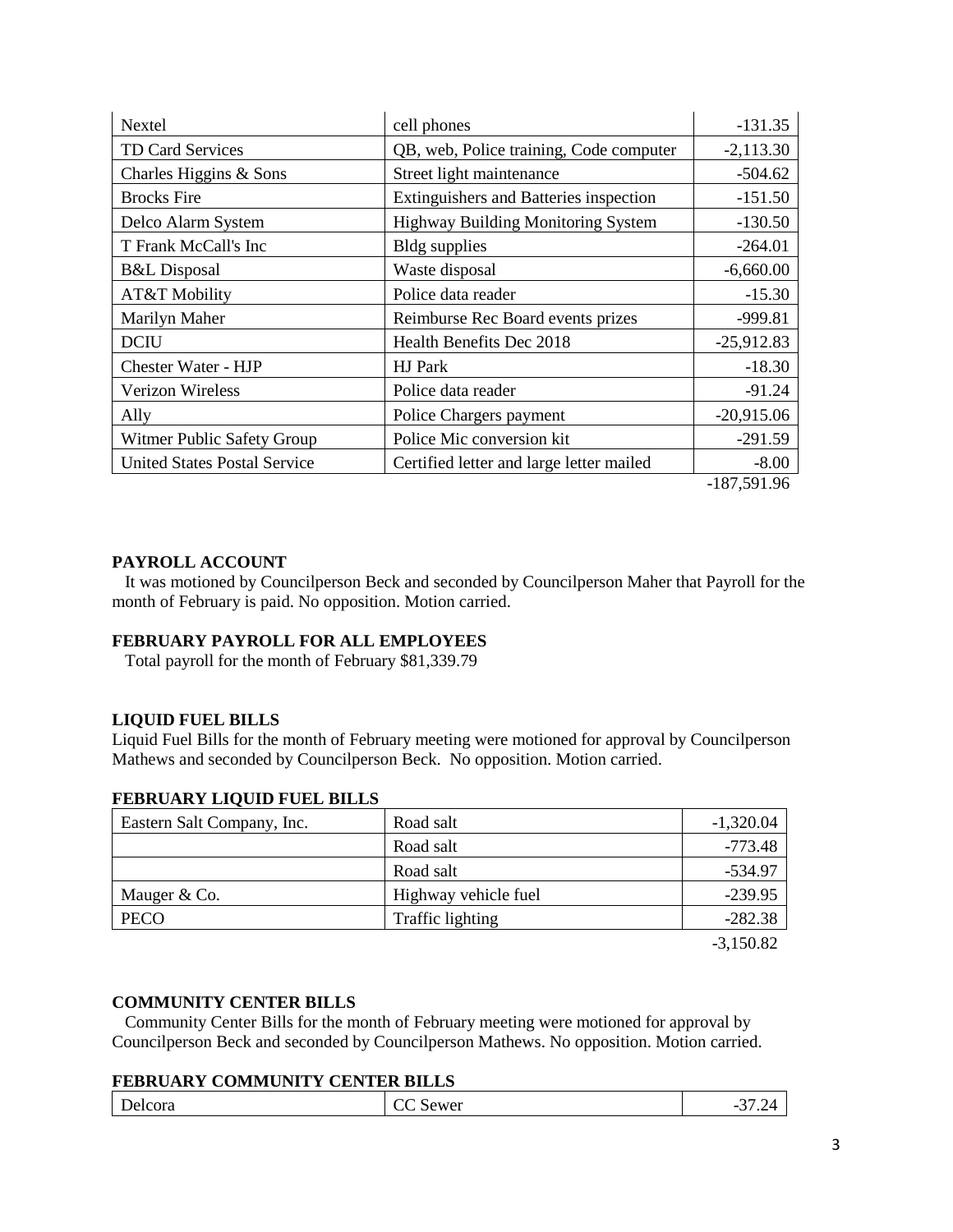| Nextel | cell phones | -131.35 |
|---|---|---|
| TD Card Services | QB, web, Police training, Code computer | -2,113.30 |
| Charles Higgins & Sons | Street light maintenance | -504.62 |
| Brocks Fire | Extinguishers and Batteries inspection | -151.50 |
| Delco Alarm System | Highway Building Monitoring System | -130.50 |
| T Frank McCall's Inc | Bldg supplies | -264.01 |
| B&L Disposal | Waste disposal | -6,660.00 |
| AT&T Mobility | Police data reader | -15.30 |
| Marilyn Maher | Reimburse Rec Board events prizes | -999.81 |
| DCIU | Health Benefits Dec 2018 | -25,912.83 |
| Chester Water - HJP | HJ Park | -18.30 |
| Verizon Wireless | Police data reader | -91.24 |
| Ally | Police Chargers payment | -20,915.06 |
| Witmer Public Safety Group | Police Mic conversion kit | -291.59 |
| United States Postal Service | Certified letter and large letter mailed | -8.00 |
| | | -187,591.96 |

**PAYROLL ACCOUNT**

It was motioned by Councilperson Beck and seconded by Councilperson Maher that Payroll for the month of February is paid. No opposition. Motion carried.

**FEBRUARY PAYROLL FOR ALL EMPLOYEES**

Total payroll for the month of February $81,339.79

**LIQUID FUEL BILLS**

Liquid Fuel Bills for the month of February meeting were motioned for approval by Councilperson Mathews and seconded by Councilperson Beck. No opposition. Motion carried.

**FEBRUARY LIQUID FUEL BILLS**

| Eastern Salt Company, Inc. | Road salt | -1,320.04 |
|---|---|---|
| | Road salt | -773.48 |
| | Road salt | -534.97 |
| Mauger & Co. | Highway vehicle fuel | -239.95 |
| PECO | Traffic lighting | -282.38 |
| | | -3,150.82 |

**COMMUNITY CENTER BILLS**

Community Center Bills for the month of February meeting were motioned for approval by Councilperson Beck and seconded by Councilperson Mathews. No opposition. Motion carried.

**FEBRUARY COMMUNITY CENTER BILLS**

| Delcora | CC Sewer | -37.24 |
|---|---|---|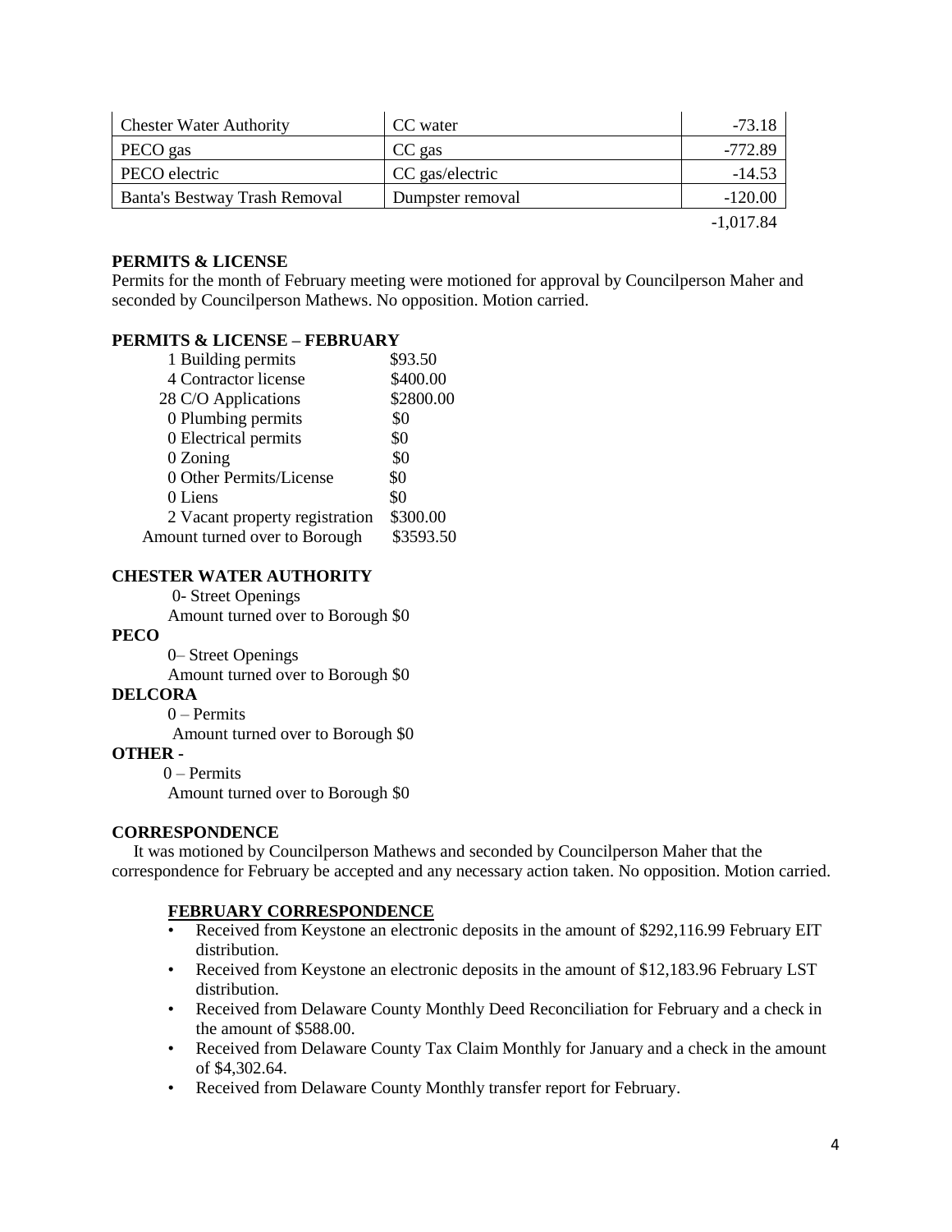| Chester Water Authority | CC water | -73.18 |
|---|---|---|
| PECO gas | CC gas | -772.89 |
| PECO electric | CC gas/electric | -14.53 |
| Banta's Bestway Trash Removal | Dumpster removal | -120.00 |
| | | -1,017.84 |

**PERMITS & LICENSE**

Permits for the month of February meeting were motioned for approval by Councilperson Maher and seconded by Councilperson Mathews. No opposition. Motion carried.

**PERMITS & LICENSE – FEBRUARY**

| | |
|---|---|
| 1 Building permits | $93.50 |
| 4 Contractor license | $400.00 |
| 28 C/O Applications | $2800.00 |
| 0 Plumbing permits | $0 |
| 0 Electrical permits | $0 |
| 0 Zoning | $0 |
| 0 Other Permits/License | $0 |
| 0 Liens | $0 |
| 2 Vacant property registration | $300.00 |
| Amount turned over to Borough | $3593.50 |

**CHESTER WATER AUTHORITY**

0- Street Openings

Amount turned over to Borough $0

**PECO**

0– Street Openings

Amount turned over to Borough $0

**DELCORA**

0 – Permits

Amount turned over to Borough $0

**OTHER -**

0 – Permits

Amount turned over to Borough $0

**CORRESPONDENCE**

It was motioned by Councilperson Mathews and seconded by Councilperson Maher that the correspondence for February be accepted and any necessary action taken. No opposition. Motion carried.

**FEBRUARY CORRESPONDENCE**

- Received from Keystone an electronic deposits in the amount of $292,116.99 February EIT distribution.
- Received from Keystone an electronic deposits in the amount of $12,183.96 February LST distribution.
- Received from Delaware County Monthly Deed Reconciliation for February and a check in the amount of $588.00.
- Received from Delaware County Tax Claim Monthly for January and a check in the amount of $4,302.64.
- Received from Delaware County Monthly transfer report for February.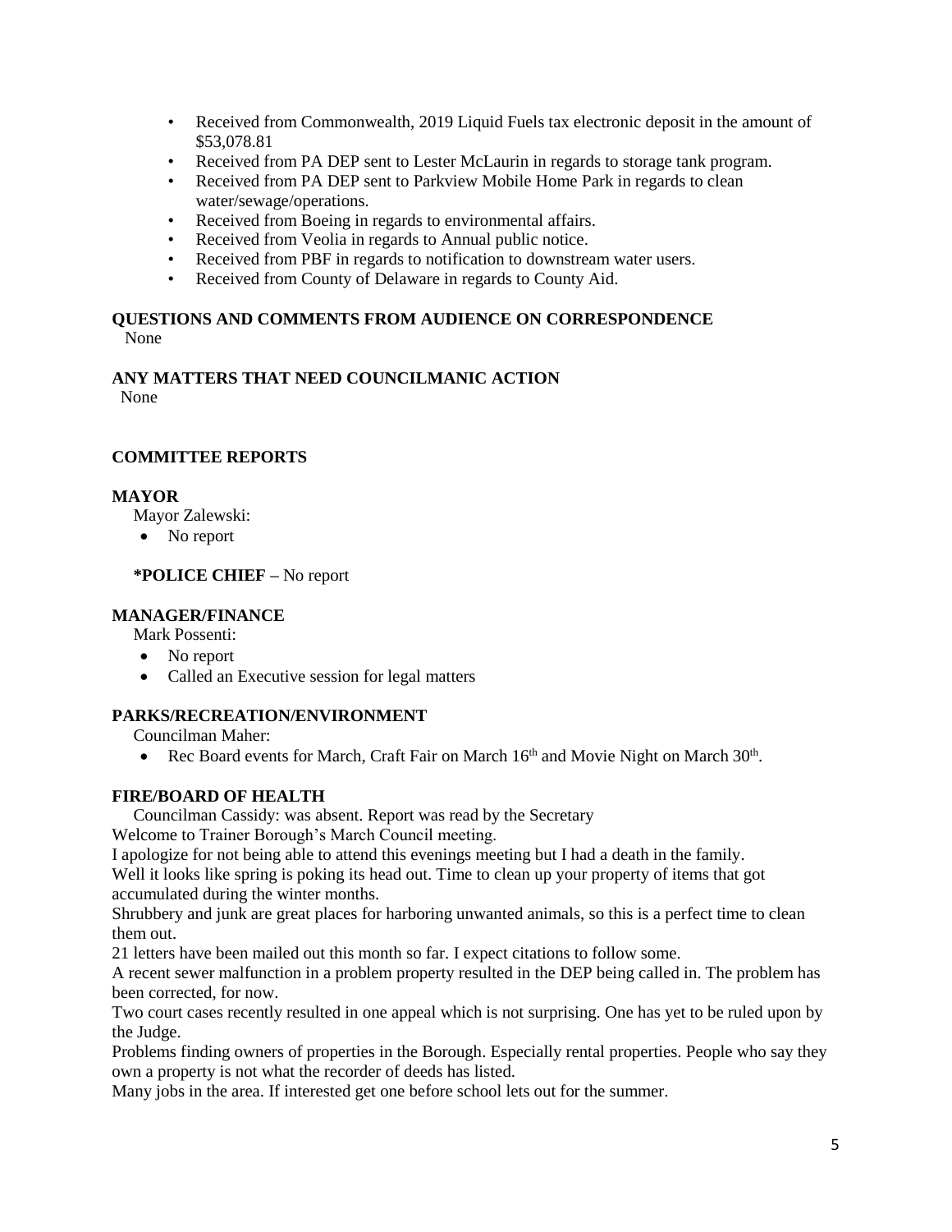- Received from Commonwealth, 2019 Liquid Fuels tax electronic deposit in the amount of $53,078.81
- Received from PA DEP sent to Lester McLaurin in regards to storage tank program.
- Received from PA DEP sent to Parkview Mobile Home Park in regards to clean water/sewage/operations.
- Received from Boeing in regards to environmental affairs.
- Received from Veolia in regards to Annual public notice.
- Received from PBF in regards to notification to downstream water users.
- Received from County of Delaware in regards to County Aid.

**QUESTIONS AND COMMENTS FROM AUDIENCE ON CORRESPONDENCE**

None

**ANY MATTERS THAT NEED COUNCILMANIC ACTION**

None

**COMMITTEE REPORTS**

**MAYOR**

Mayor Zalewski:

- No report

**\*POLICE CHIEF –** No report

**MANAGER/FINANCE**

Mark Possenti:

- No report
- Called an Executive session for legal matters

**PARKS/RECREATION/ENVIRONMENT**

Councilman Maher:

- Rec Board events for March, Craft Fair on March 16th and Movie Night on March 30th.

**FIRE/BOARD OF HEALTH**

Councilman Cassidy: was absent. Report was read by the Secretary

Welcome to Trainer Borough's March Council meeting.

I apologize for not being able to attend this evenings meeting but I had a death in the family.

Well it looks like spring is poking its head out. Time to clean up your property of items that got accumulated during the winter months.

Shrubbery and junk are great places for harboring unwanted animals, so this is a perfect time to clean them out.

21 letters have been mailed out this month so far. I expect citations to follow some.

A recent sewer malfunction in a problem property resulted in the DEP being called in. The problem has been corrected, for now.

Two court cases recently resulted in one appeal which is not surprising. One has yet to be ruled upon by the Judge.

Problems finding owners of properties in the Borough. Especially rental properties. People who say they own a property is not what the recorder of deeds has listed.

Many jobs in the area. If interested get one before school lets out for the summer.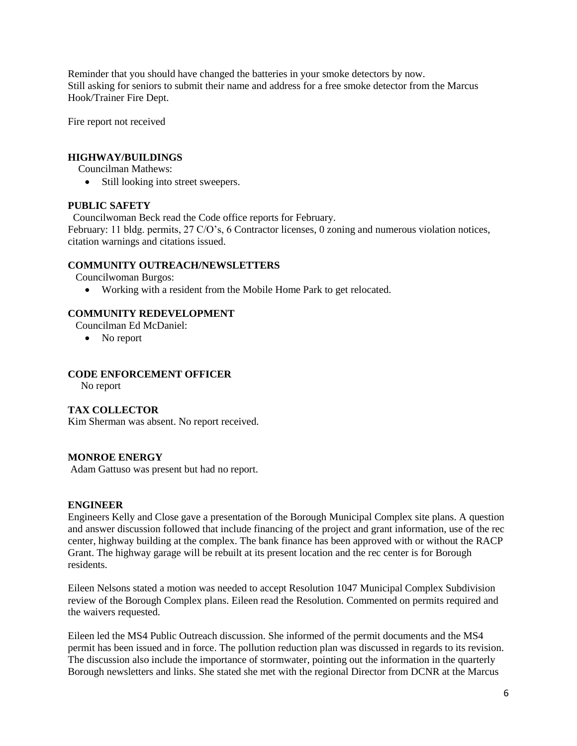Reminder that you should have changed the batteries in your smoke detectors by now.
Still asking for seniors to submit their name and address for a free smoke detector from the Marcus Hook/Trainer Fire Dept.

Fire report not received

**HIGHWAY/BUILDINGS**

Councilman Mathews:

- Still looking into street sweepers.

**PUBLIC SAFETY**

Councilwoman Beck read the Code office reports for February.
February: 11 bldg. permits, 27 C/O's, 6 Contractor licenses, 0 zoning and numerous violation notices, citation warnings and citations issued.

**COMMUNITY OUTREACH/NEWSLETTERS**

Councilwoman Burgos:

- Working with a resident from the Mobile Home Park to get relocated.

**COMMUNITY REDEVELOPMENT**

Councilman Ed McDaniel:

- No report

**CODE ENFORCEMENT OFFICER**

No report

**TAX COLLECTOR**

Kim Sherman was absent. No report received.

**MONROE ENERGY**

Adam Gattuso was present but had no report.

**ENGINEER**

Engineers Kelly and Close gave a presentation of the Borough Municipal Complex site plans. A question and answer discussion followed that include financing of the project and grant information, use of the rec center, highway building at the complex. The bank finance has been approved with or without the RACP Grant. The highway garage will be rebuilt at its present location and the rec center is for Borough residents.

Eileen Nelsons stated a motion was needed to accept Resolution 1047 Municipal Complex Subdivision review of the Borough Complex plans. Eileen read the Resolution. Commented on permits required and the waivers requested.

Eileen led the MS4 Public Outreach discussion. She informed of the permit documents and the MS4 permit has been issued and in force. The pollution reduction plan was discussed in regards to its revision. The discussion also include the importance of stormwater, pointing out the information in the quarterly Borough newsletters and links. She stated she met with the regional Director from DCNR at the Marcus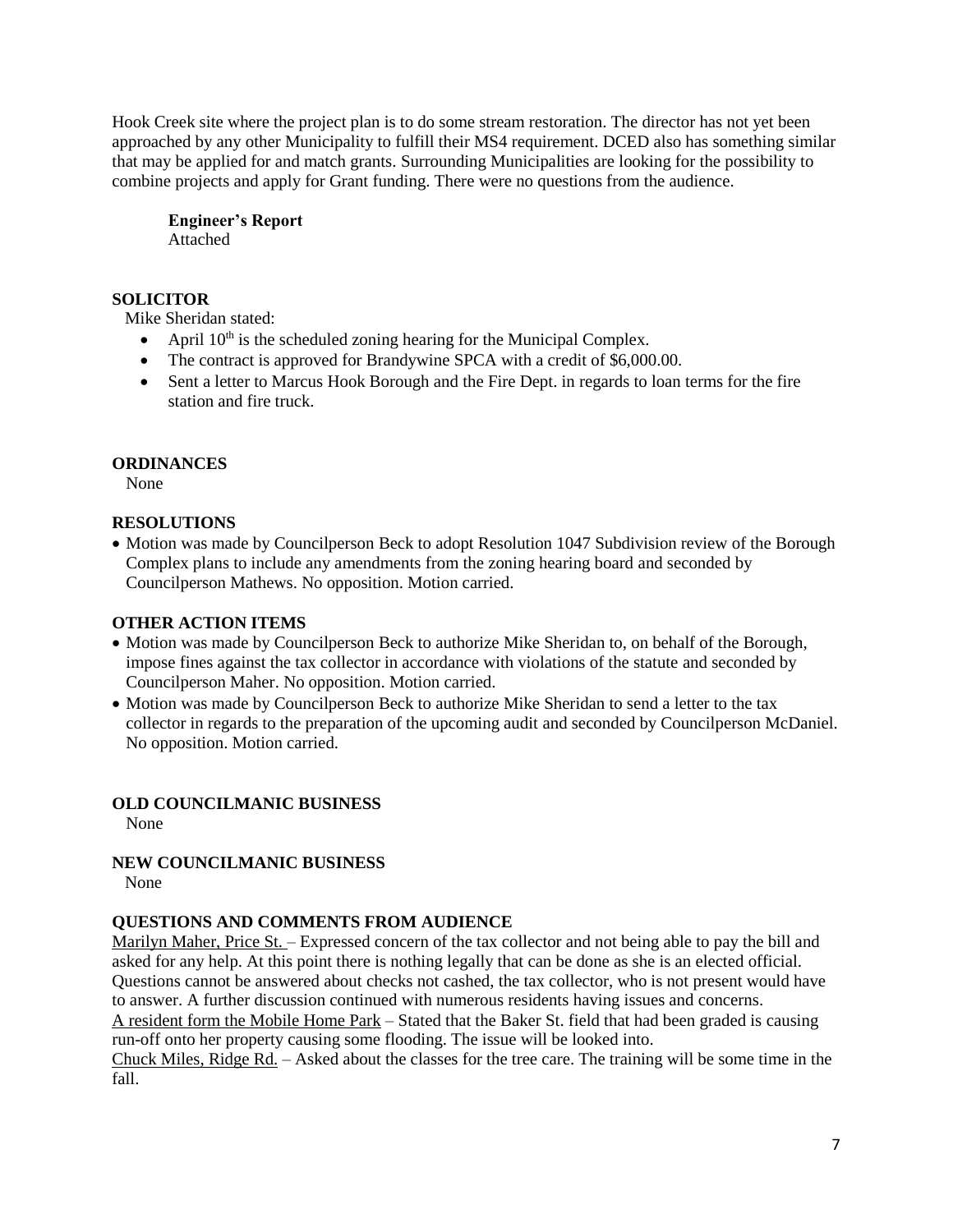Hook Creek site where the project plan is to do some stream restoration. The director has not yet been approached by any other Municipality to fulfill their MS4 requirement. DCED also has something similar that may be applied for and match grants. Surrounding Municipalities are looking for the possibility to combine projects and apply for Grant funding. There were no questions from the audience.

**Engineer's Report**
Attached

## SOLICITOR

Mike Sheridan stated:

- April 10th is the scheduled zoning hearing for the Municipal Complex.
- The contract is approved for Brandywine SPCA with a credit of $6,000.00.
- Sent a letter to Marcus Hook Borough and the Fire Dept. in regards to loan terms for the fire station and fire truck.

## ORDINANCES

None

## RESOLUTIONS

- Motion was made by Councilperson Beck to adopt Resolution 1047 Subdivision review of the Borough Complex plans to include any amendments from the zoning hearing board and seconded by Councilperson Mathews. No opposition. Motion carried.

## OTHER ACTION ITEMS

- Motion was made by Councilperson Beck to authorize Mike Sheridan to, on behalf of the Borough, impose fines against the tax collector in accordance with violations of the statute and seconded by Councilperson Maher. No opposition. Motion carried.
- Motion was made by Councilperson Beck to authorize Mike Sheridan to send a letter to the tax collector in regards to the preparation of the upcoming audit and seconded by Councilperson McDaniel. No opposition. Motion carried.

## OLD COUNCILMANIC BUSINESS

None

## NEW COUNCILMANIC BUSINESS

None

## QUESTIONS AND COMMENTS FROM AUDIENCE

Marilyn Maher, Price St. – Expressed concern of the tax collector and not being able to pay the bill and asked for any help. At this point there is nothing legally that can be done as she is an elected official. Questions cannot be answered about checks not cashed, the tax collector, who is not present would have to answer. A further discussion continued with numerous residents having issues and concerns.

A resident form the Mobile Home Park – Stated that the Baker St. field that had been graded is causing run-off onto her property causing some flooding. The issue will be looked into.

Chuck Miles, Ridge Rd. – Asked about the classes for the tree care. The training will be some time in the fall.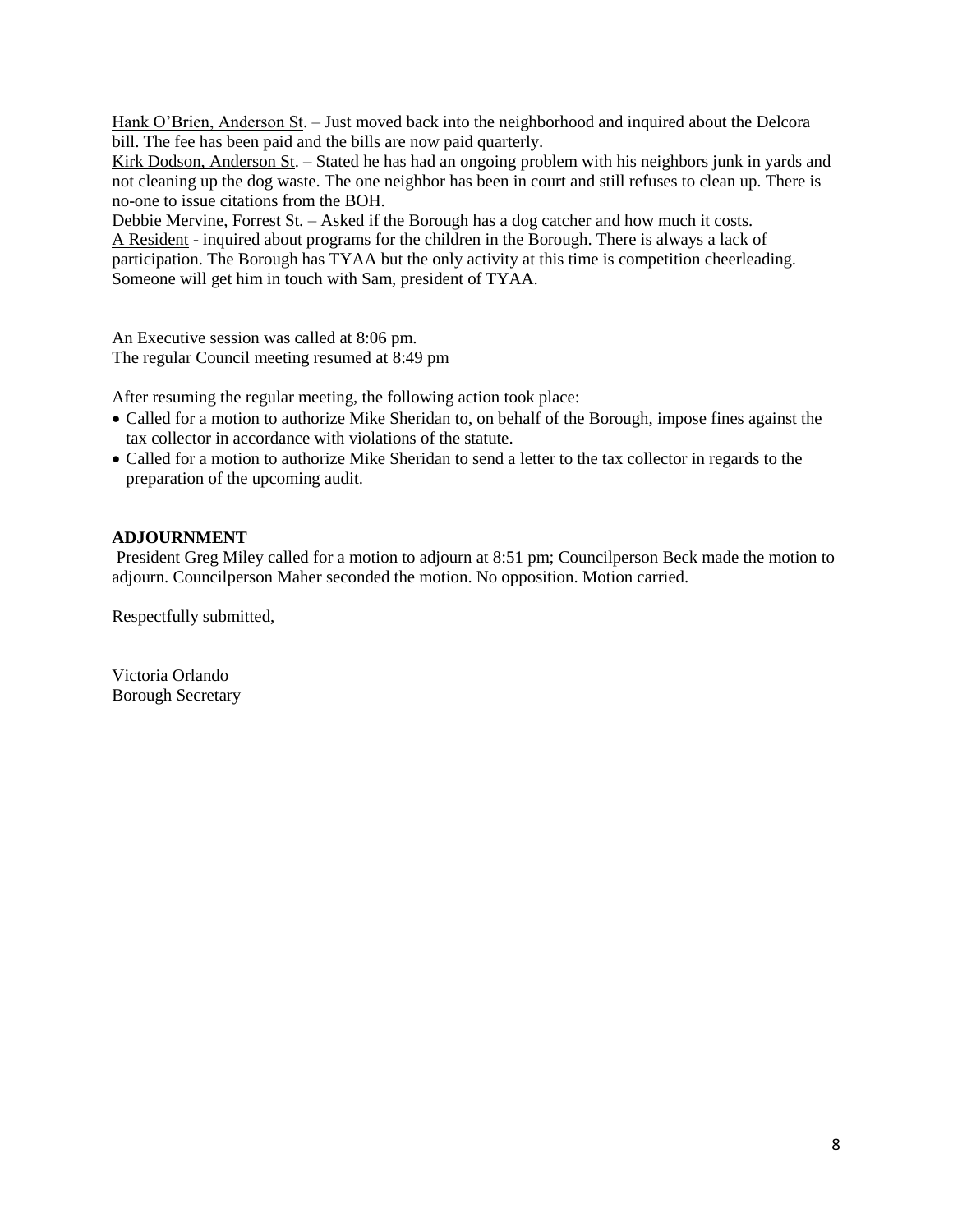Hank O'Brien, Anderson St. – Just moved back into the neighborhood and inquired about the Delcora bill. The fee has been paid and the bills are now paid quarterly.

Kirk Dodson, Anderson St. – Stated he has had an ongoing problem with his neighbors junk in yards and not cleaning up the dog waste. The one neighbor has been in court and still refuses to clean up. There is no-one to issue citations from the BOH.

Debbie Mervine, Forrest St. – Asked if the Borough has a dog catcher and how much it costs.

A Resident - inquired about programs for the children in the Borough. There is always a lack of participation. The Borough has TYAA but the only activity at this time is competition cheerleading. Someone will get him in touch with Sam, president of TYAA.

An Executive session was called at 8:06 pm.
The regular Council meeting resumed at 8:49 pm

After resuming the regular meeting, the following action took place:

- Called for a motion to authorize Mike Sheridan to, on behalf of the Borough, impose fines against the tax collector in accordance with violations of the statute.
- Called for a motion to authorize Mike Sheridan to send a letter to the tax collector in regards to the preparation of the upcoming audit.

**ADJOURNMENT**

President Greg Miley called for a motion to adjourn at 8:51 pm; Councilperson Beck made the motion to adjourn. Councilperson Maher seconded the motion. No opposition. Motion carried.

Respectfully submitted,

Victoria Orlando
Borough Secretary